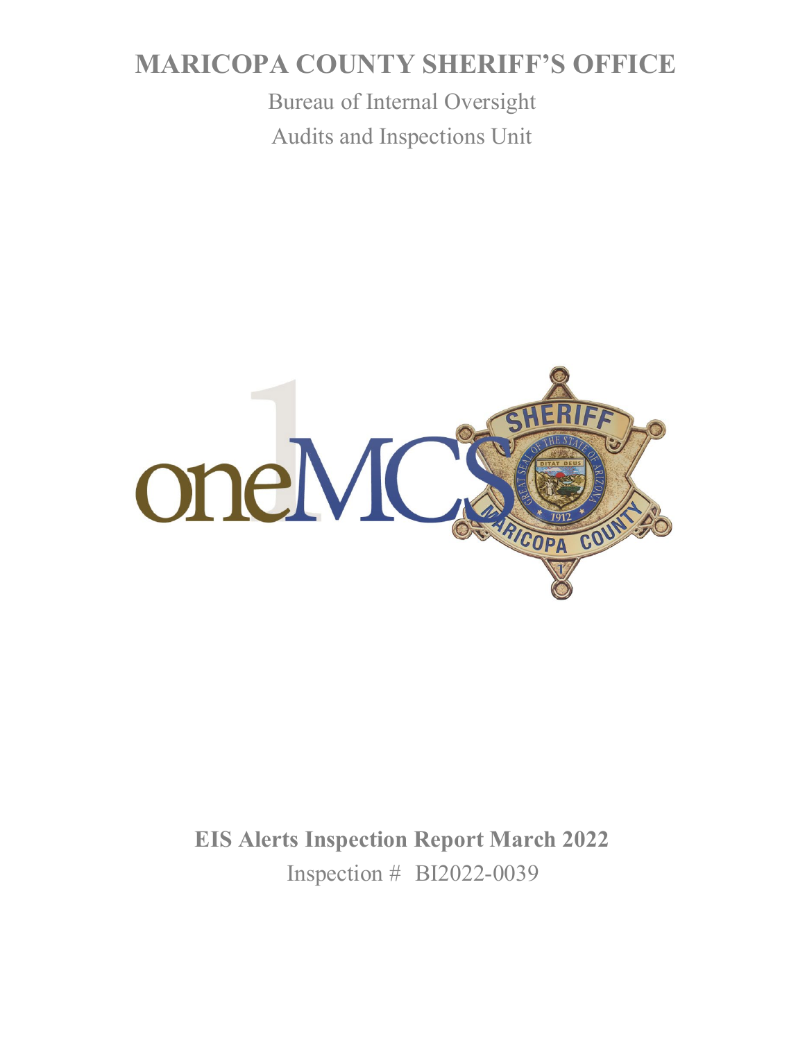# MARICOPA COUNTY SHERIFF'S OFFICE

Bureau of Internal Oversight

Audits and Inspections Unit

**EIS Alerts Inspection Report March 2022**

Inspection # BI2022-0039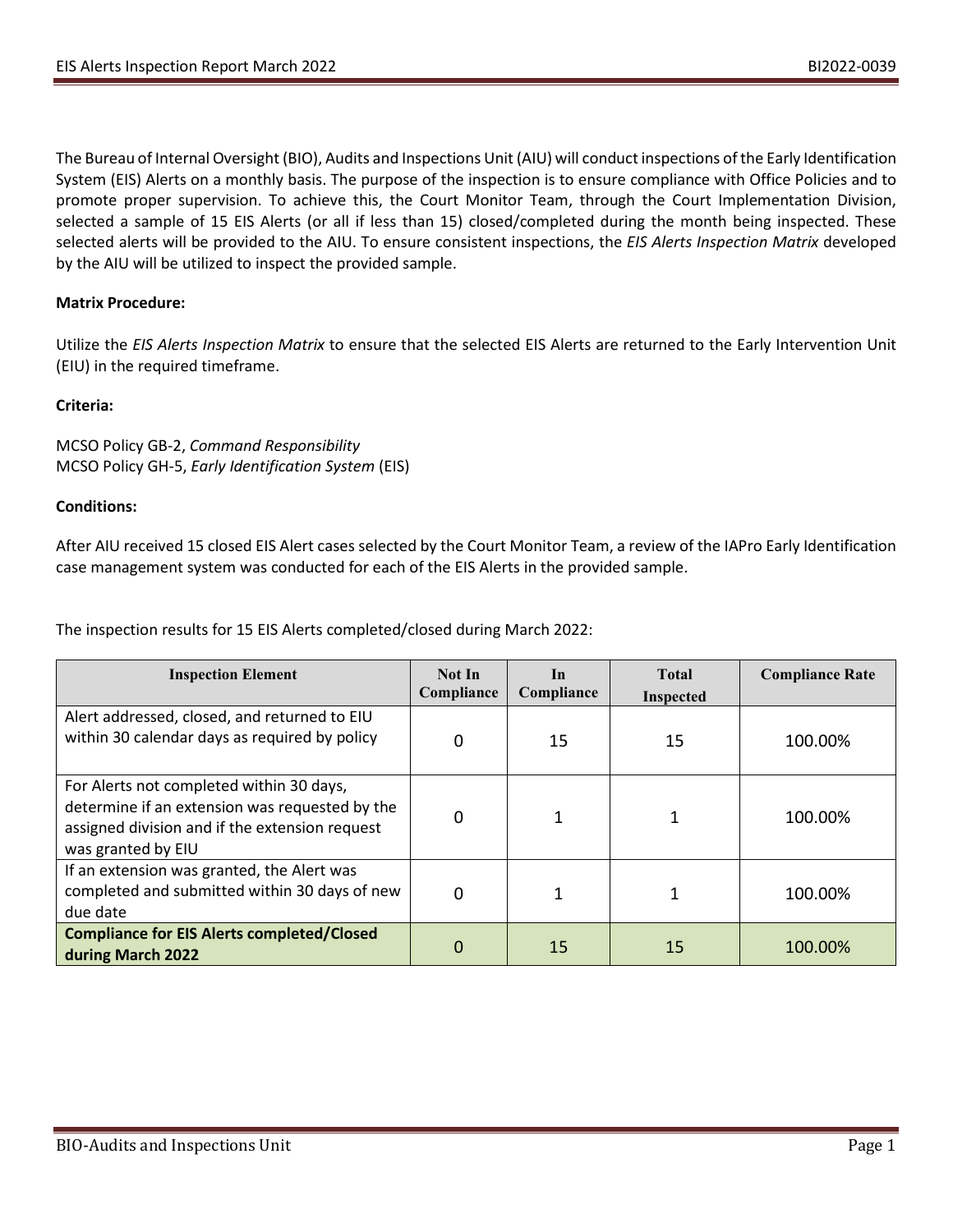The Bureau of Internal Oversight (BIO), Audits and Inspections Unit (AIU) will conduct inspections of the Early Identification System (EIS) Alerts on a monthly basis. The purpose of the inspection is to ensure compliance with Office Policies and to promote proper supervision. To achieve this, the Court Monitor Team, through the Court Implementation Division, selected a sample of 15 EIS Alerts (or all if less than 15) closed/completed during the month being inspected. These selected alerts will be provided to the AIU. To ensure consistent inspections, the *EIS Alerts Inspection Matrix* developed by the AIU will be utilized to inspect the provided sample.

**Matrix Procedure:**

Utilize the *EIS Alerts Inspection Matrix* to ensure that the selected EIS Alerts are returned to the Early Intervention Unit (EIU) in the required timeframe.

**Criteria:**

MCSO Policy GB-2, *Command Responsibility*
MCSO Policy GH-5, *Early Identification System* (EIS)

**Conditions:**

After AIU received 15 closed EIS Alert cases selected by the Court Monitor Team, a review of the IAPro Early Identification case management system was conducted for each of the EIS Alerts in the provided sample.

The inspection results for 15 EIS Alerts completed/closed during March 2022:

| Inspection Element | Not In Compliance | In Compliance | Total Inspected | Compliance Rate |
|---|---|---|---|---|
| Alert addressed, closed, and returned to EIU within 30 calendar days as required by policy | 0 | 15 | 15 | 100.00% |
| For Alerts not completed within 30 days, determine if an extension was requested by the assigned division and if the extension request was granted by EIU | 0 | 1 | 1 | 100.00% |
| If an extension was granted, the Alert was completed and submitted within 30 days of new due date | 0 | 1 | 1 | 100.00% |
| **Compliance for EIS Alerts completed/Closed during March 2022** | 0 | 15 | 15 | 100.00% |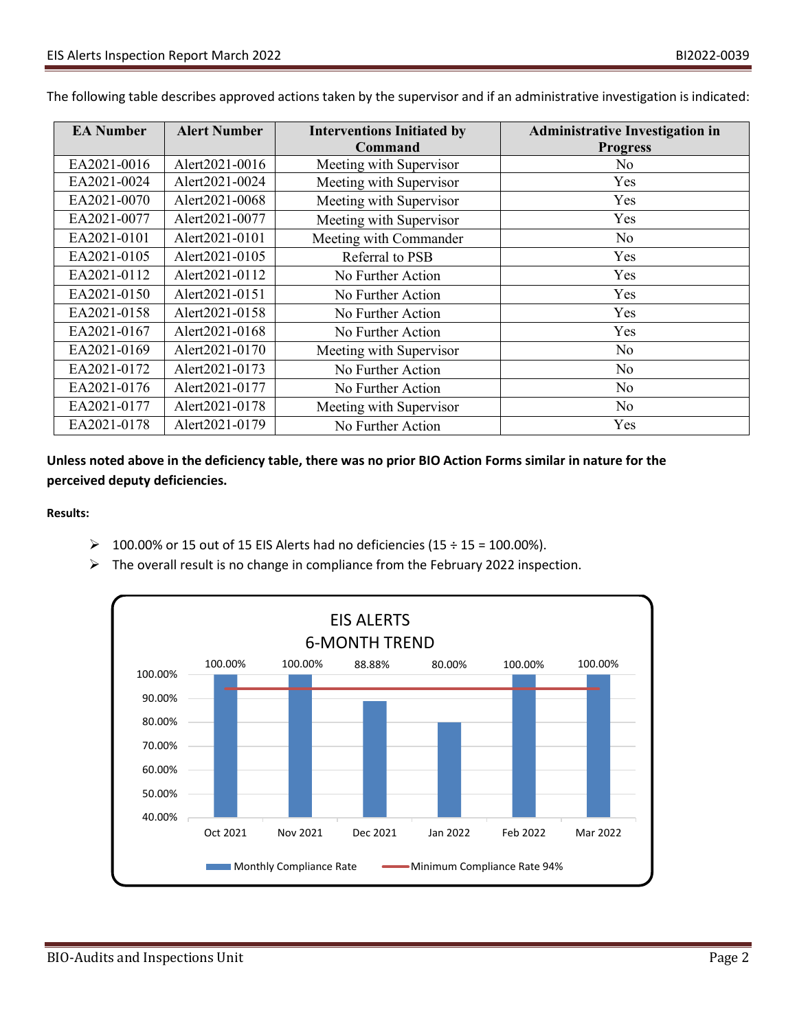The following table describes approved actions taken by the supervisor and if an administrative investigation is indicated:

| EA Number | Alert Number | Interventions Initiated by Command | Administrative Investigation in Progress |
|---|---|---|---|
| EA2021-0016 | Alert2021-0016 | Meeting with Supervisor | No |
| EA2021-0024 | Alert2021-0024 | Meeting with Supervisor | Yes |
| EA2021-0070 | Alert2021-0068 | Meeting with Supervisor | Yes |
| EA2021-0077 | Alert2021-0077 | Meeting with Supervisor | Yes |
| EA2021-0101 | Alert2021-0101 | Meeting with Commander | No |
| EA2021-0105 | Alert2021-0105 | Referral to PSB | Yes |
| EA2021-0112 | Alert2021-0112 | No Further Action | Yes |
| EA2021-0150 | Alert2021-0151 | No Further Action | Yes |
| EA2021-0158 | Alert2021-0158 | No Further Action | Yes |
| EA2021-0167 | Alert2021-0168 | No Further Action | Yes |
| EA2021-0169 | Alert2021-0170 | Meeting with Supervisor | No |
| EA2021-0172 | Alert2021-0173 | No Further Action | No |
| EA2021-0176 | Alert2021-0177 | No Further Action | No |
| EA2021-0177 | Alert2021-0178 | Meeting with Supervisor | No |
| EA2021-0178 | Alert2021-0179 | No Further Action | Yes |

**Unless noted above in the deficiency table, there was no prior BIO Action Forms similar in nature for the perceived deputy deficiencies.**

**Results:**

- 100.00% or 15 out of 15 EIS Alerts had no deficiencies (15 ÷ 15 = 100.00%).
- The overall result is no change in compliance from the February 2022 inspection.

EIS ALERTS
6-MONTH TREND

| Month | Monthly Compliance Rate | Minimum Compliance Rate |
|---|---|---|
| Oct 2021 | 100.00% | 94% |
| Nov 2021 | 100.00% | 94% |
| Dec 2021 | 88.88% | 94% |
| Jan 2022 | 80.00% | 94% |
| Feb 2022 | 100.00% | 94% |
| Mar 2022 | 100.00% | 94% |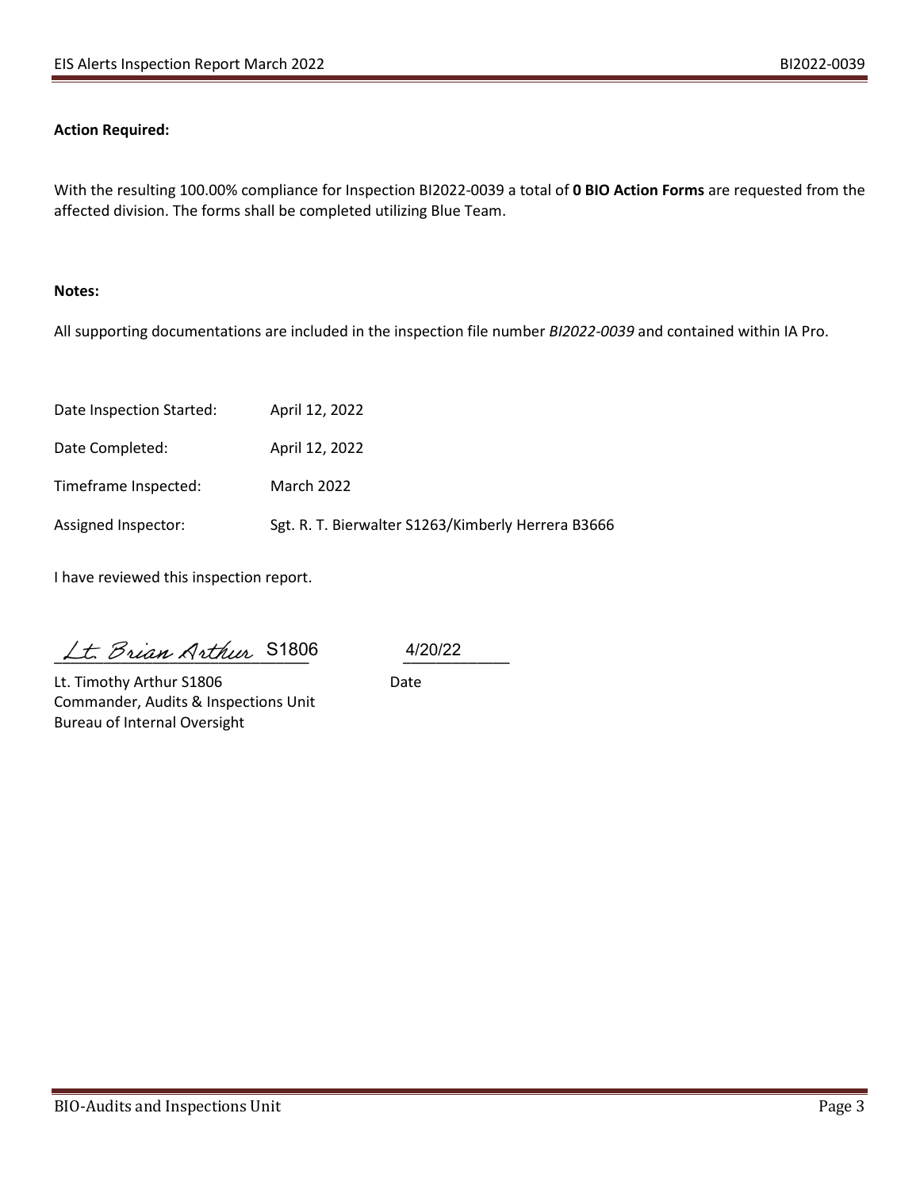**Action Required:**

With the resulting 100.00% compliance for Inspection BI2022-0039 a total of **0 BIO Action Forms** are requested from the affected division. The forms shall be completed utilizing Blue Team.

**Notes:**

All supporting documentations are included in the inspection file number *BI2022-0039* and contained within IA Pro.

| | |
|---|---|
| Date Inspection Started: | April 12, 2022 |
| Date Completed: | April 12, 2022 |
| Timeframe Inspected: | March 2022 |
| Assigned Inspector: | Sgt. R. T. Bierwalter S1263/Kimberly Herrera B3666 |

I have reviewed this inspection report.

Lt. Brian Arthur S1806 4/20/22

Lt. Timothy Arthur S1806 Date
Commander, Audits & Inspections Unit
Bureau of Internal Oversight